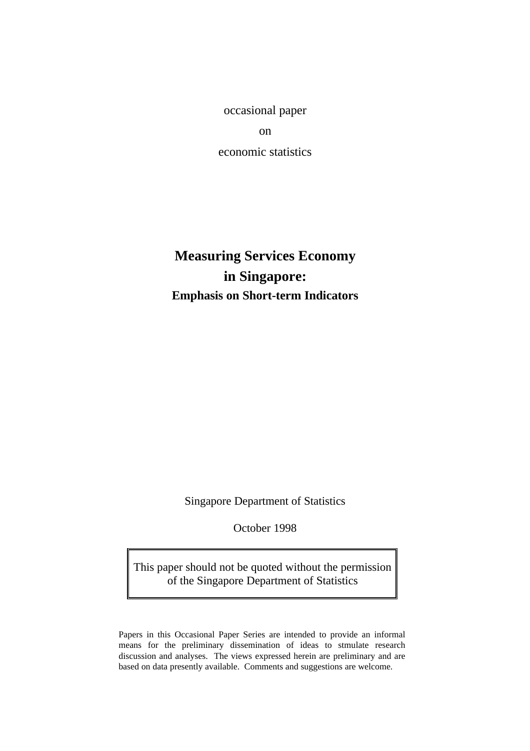occasional paper

on

economic statistics

# Measuring Services Economy in Singapore:

## Emphasis on Short-term Indicators

Singapore Department of Statistics

October 1998

This paper should not be quoted without the permission of the Singapore Department of Statistics

Papers in this Occasional Paper Series are intended to provide an informal means for the preliminary dissemination of ideas to stmulate research discussion and analyses. The views expressed herein are preliminary and are based on data presently available. Comments and suggestions are welcome.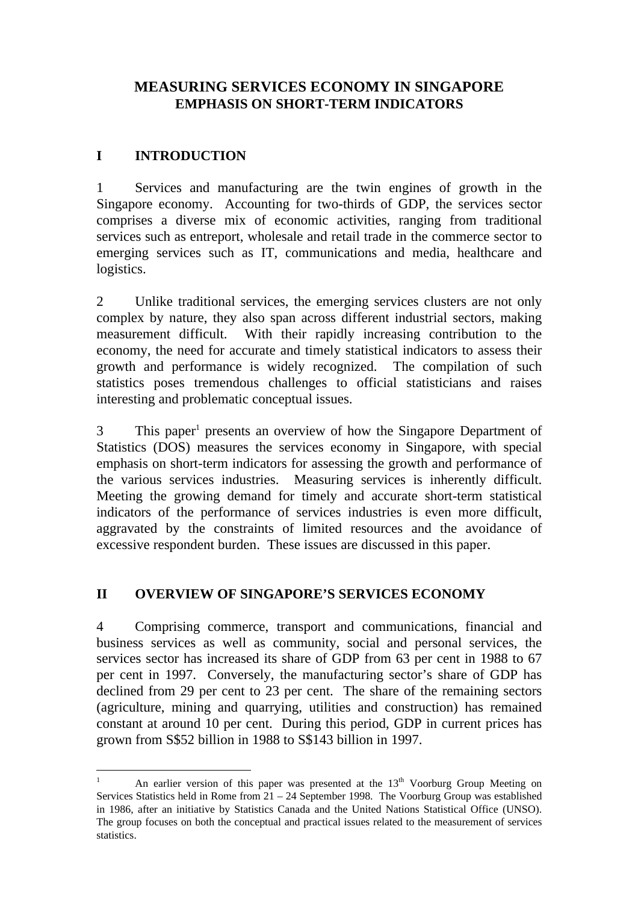# MEASURING SERVICES ECONOMY IN SINGAPORE
## EMPHASIS ON SHORT-TERM INDICATORS

## I INTRODUCTION

1 Services and manufacturing are the twin engines of growth in the Singapore economy. Accounting for two-thirds of GDP, the services sector comprises a diverse mix of economic activities, ranging from traditional services such as entreport, wholesale and retail trade in the commerce sector to emerging services such as IT, communications and media, healthcare and logistics.

2 Unlike traditional services, the emerging services clusters are not only complex by nature, they also span across different industrial sectors, making measurement difficult. With their rapidly increasing contribution to the economy, the need for accurate and timely statistical indicators to assess their growth and performance is widely recognized. The compilation of such statistics poses tremendous challenges to official statisticians and raises interesting and problematic conceptual issues.

3 This paper[1] presents an overview of how the Singapore Department of Statistics (DOS) measures the services economy in Singapore, with special emphasis on short-term indicators for assessing the growth and performance of the various services industries. Measuring services is inherently difficult. Meeting the growing demand for timely and accurate short-term statistical indicators of the performance of services industries is even more difficult, aggravated by the constraints of limited resources and the avoidance of excessive respondent burden. These issues are discussed in this paper.

## II OVERVIEW OF SINGAPORE'S SERVICES ECONOMY

4 Comprising commerce, transport and communications, financial and business services as well as community, social and personal services, the services sector has increased its share of GDP from 63 per cent in 1988 to 67 per cent in 1997. Conversely, the manufacturing sector's share of GDP has declined from 29 per cent to 23 per cent. The share of the remaining sectors (agriculture, mining and quarrying, utilities and construction) has remained constant at around 10 per cent. During this period, GDP in current prices has grown from S$52 billion in 1988 to S$143 billion in 1997.

---

[1] An earlier version of this paper was presented at the 13th Voorburg Group Meeting on Services Statistics held in Rome from 21 – 24 September 1998. The Voorburg Group was established in 1986, after an initiative by Statistics Canada and the United Nations Statistical Office (UNSO). The group focuses on both the conceptual and practical issues related to the measurement of services statistics.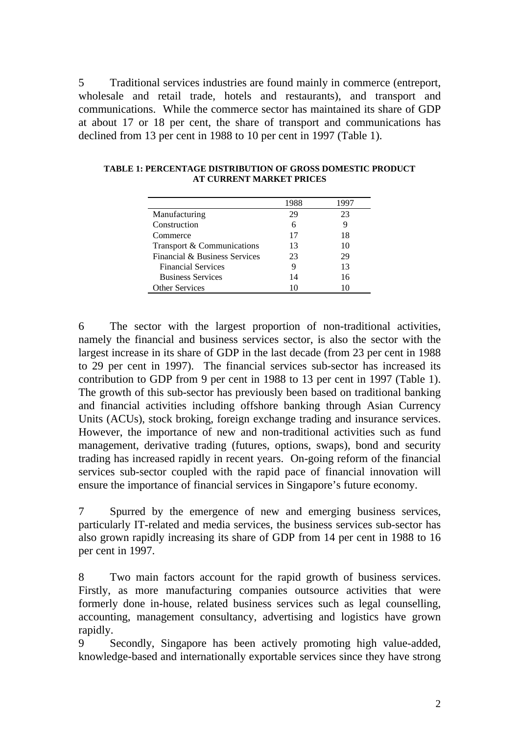5 Traditional services industries are found mainly in commerce (entreport, wholesale and retail trade, hotels and restaurants), and transport and communications. While the commerce sector has maintained its share of GDP at about 17 or 18 per cent, the share of transport and communications has declined from 13 per cent in 1988 to 10 per cent in 1997 (Table 1).

**TABLE 1: PERCENTAGE DISTRIBUTION OF GROSS DOMESTIC PRODUCT AT CURRENT MARKET PRICES**

| | 1988 | 1997 |
|---|---|---|
| Manufacturing | 29 | 23 |
| Construction | 6 | 9 |
| Commerce | 17 | 18 |
| Transport & Communications | 13 | 10 |
| Financial & Business Services | 23 | 29 |
| Financial Services | 9 | 13 |
| Business Services | 14 | 16 |
| Other Services | 10 | 10 |

6 The sector with the largest proportion of non-traditional activities, namely the financial and business services sector, is also the sector with the largest increase in its share of GDP in the last decade (from 23 per cent in 1988 to 29 per cent in 1997). The financial services sub-sector has increased its contribution to GDP from 9 per cent in 1988 to 13 per cent in 1997 (Table 1). The growth of this sub-sector has previously been based on traditional banking and financial activities including offshore banking through Asian Currency Units (ACUs), stock broking, foreign exchange trading and insurance services. However, the importance of new and non-traditional activities such as fund management, derivative trading (futures, options, swaps), bond and security trading has increased rapidly in recent years. On-going reform of the financial services sub-sector coupled with the rapid pace of financial innovation will ensure the importance of financial services in Singapore's future economy.

7 Spurred by the emergence of new and emerging business services, particularly IT-related and media services, the business services sub-sector has also grown rapidly increasing its share of GDP from 14 per cent in 1988 to 16 per cent in 1997.

8 Two main factors account for the rapid growth of business services. Firstly, as more manufacturing companies outsource activities that were formerly done in-house, related business services such as legal counselling, accounting, management consultancy, advertising and logistics have grown rapidly.

9 Secondly, Singapore has been actively promoting high value-added, knowledge-based and internationally exportable services since they have strong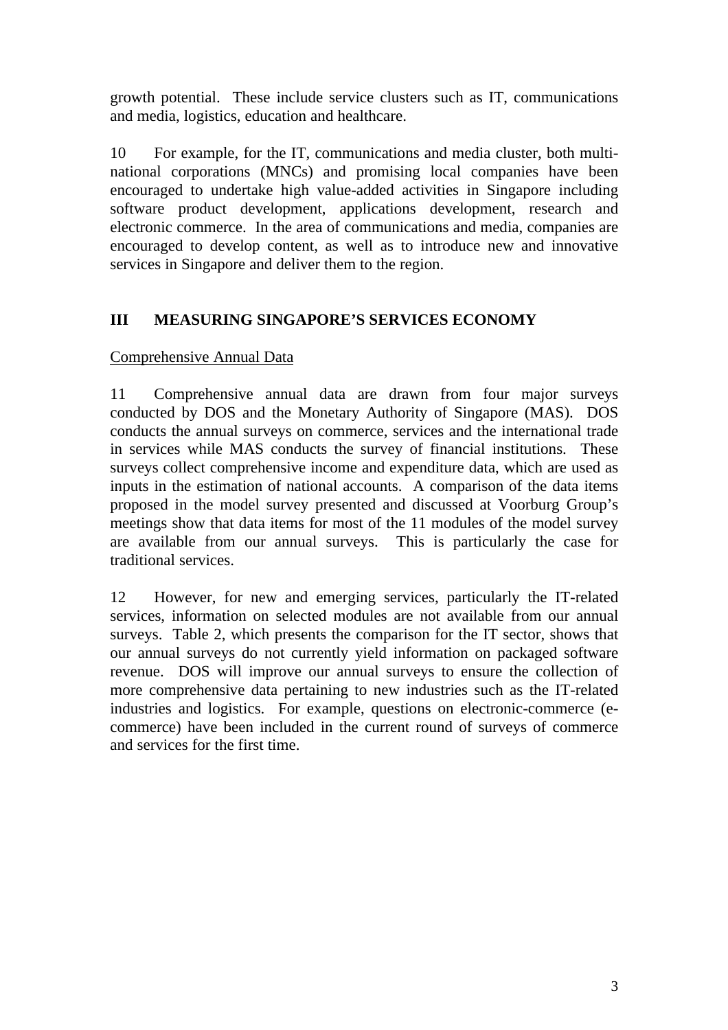growth potential. These include service clusters such as IT, communications and media, logistics, education and healthcare.

10 For example, for the IT, communications and media cluster, both multi-national corporations (MNCs) and promising local companies have been encouraged to undertake high value-added activities in Singapore including software product development, applications development, research and electronic commerce. In the area of communications and media, companies are encouraged to develop content, as well as to introduce new and innovative services in Singapore and deliver them to the region.

## III MEASURING SINGAPORE'S SERVICES ECONOMY

<u>Comprehensive Annual Data</u>

11 Comprehensive annual data are drawn from four major surveys conducted by DOS and the Monetary Authority of Singapore (MAS). DOS conducts the annual surveys on commerce, services and the international trade in services while MAS conducts the survey of financial institutions. These surveys collect comprehensive income and expenditure data, which are used as inputs in the estimation of national accounts. A comparison of the data items proposed in the model survey presented and discussed at Voorburg Group's meetings show that data items for most of the 11 modules of the model survey are available from our annual surveys. This is particularly the case for traditional services.

12 However, for new and emerging services, particularly the IT-related services, information on selected modules are not available from our annual surveys. Table 2, which presents the comparison for the IT sector, shows that our annual surveys do not currently yield information on packaged software revenue. DOS will improve our annual surveys to ensure the collection of more comprehensive data pertaining to new industries such as the IT-related industries and logistics. For example, questions on electronic-commerce (e-commerce) have been included in the current round of surveys of commerce and services for the first time.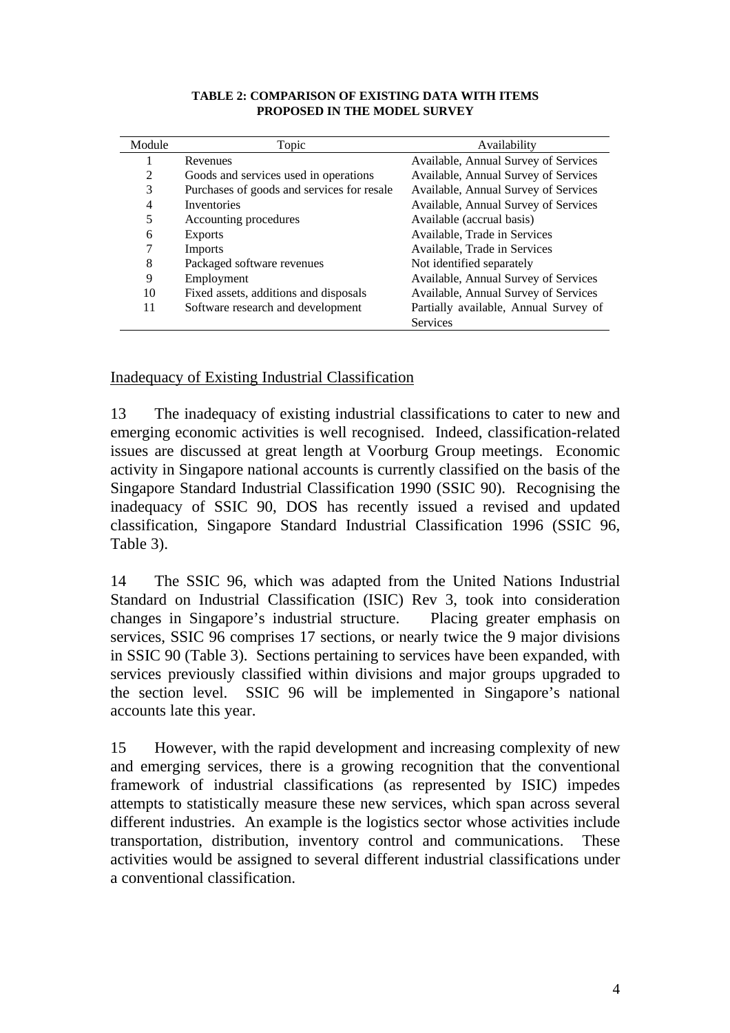**TABLE 2: COMPARISON OF EXISTING DATA WITH ITEMS PROPOSED IN THE MODEL SURVEY**

| Module | Topic | Availability |
|---|---|---|
| 1 | Revenues | Available, Annual Survey of Services |
| 2 | Goods and services used in operations | Available, Annual Survey of Services |
| 3 | Purchases of goods and services for resale | Available, Annual Survey of Services |
| 4 | Inventories | Available, Annual Survey of Services |
| 5 | Accounting procedures | Available (accrual basis) |
| 6 | Exports | Available, Trade in Services |
| 7 | Imports | Available, Trade in Services |
| 8 | Packaged software revenues | Not identified separately |
| 9 | Employment | Available, Annual Survey of Services |
| 10 | Fixed assets, additions and disposals | Available, Annual Survey of Services |
| 11 | Software research and development | Partially available, Annual Survey of Services |

Inadequacy of Existing Industrial Classification

13 The inadequacy of existing industrial classifications to cater to new and emerging economic activities is well recognised. Indeed, classification-related issues are discussed at great length at Voorburg Group meetings. Economic activity in Singapore national accounts is currently classified on the basis of the Singapore Standard Industrial Classification 1990 (SSIC 90). Recognising the inadequacy of SSIC 90, DOS has recently issued a revised and updated classification, Singapore Standard Industrial Classification 1996 (SSIC 96, Table 3).

14 The SSIC 96, which was adapted from the United Nations Industrial Standard on Industrial Classification (ISIC) Rev 3, took into consideration changes in Singapore's industrial structure. Placing greater emphasis on services, SSIC 96 comprises 17 sections, or nearly twice the 9 major divisions in SSIC 90 (Table 3). Sections pertaining to services have been expanded, with services previously classified within divisions and major groups upgraded to the section level. SSIC 96 will be implemented in Singapore's national accounts late this year.

15 However, with the rapid development and increasing complexity of new and emerging services, there is a growing recognition that the conventional framework of industrial classifications (as represented by ISIC) impedes attempts to statistically measure these new services, which span across several different industries. An example is the logistics sector whose activities include transportation, distribution, inventory control and communications. These activities would be assigned to several different industrial classifications under a conventional classification.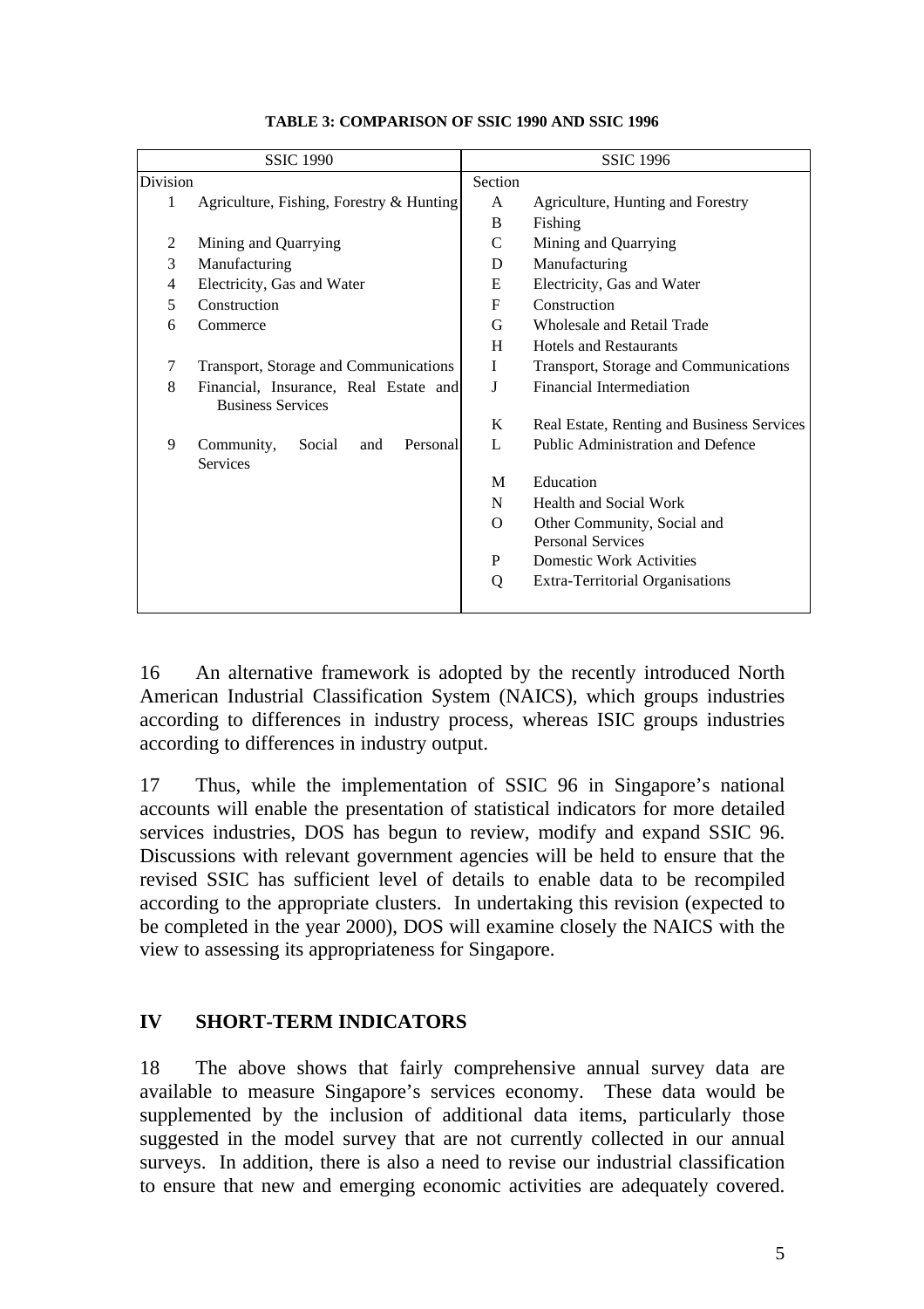**TABLE 3: COMPARISON OF SSIC 1990 AND SSIC 1996**

| SSIC 1990 | | SSIC 1996 | |
|---|---|---|---|
| Division | | Section | |
| 1 | Agriculture, Fishing, Forestry & Hunting | A | Agriculture, Hunting and Forestry |
| | | B | Fishing |
| 2 | Mining and Quarrying | C | Mining and Quarrying |
| 3 | Manufacturing | D | Manufacturing |
| 4 | Electricity, Gas and Water | E | Electricity, Gas and Water |
| 5 | Construction | F | Construction |
| 6 | Commerce | G | Wholesale and Retail Trade |
| | | H | Hotels and Restaurants |
| 7 | Transport, Storage and Communications | I | Transport, Storage and Communications |
| 8 | Financial, Insurance, Real Estate and Business Services | J | Financial Intermediation |
| | | K | Real Estate, Renting and Business Services |
| 9 | Community, Social and Personal Services | L | Public Administration and Defence |
| | | M | Education |
| | | N | Health and Social Work |
| | | O | Other Community, Social and Personal Services |
| | | P | Domestic Work Activities |
| | | Q | Extra-Territorial Organisations |

16 An alternative framework is adopted by the recently introduced North American Industrial Classification System (NAICS), which groups industries according to differences in industry process, whereas ISIC groups industries according to differences in industry output.

17 Thus, while the implementation of SSIC 96 in Singapore's national accounts will enable the presentation of statistical indicators for more detailed services industries, DOS has begun to review, modify and expand SSIC 96. Discussions with relevant government agencies will be held to ensure that the revised SSIC has sufficient level of details to enable data to be recompiled according to the appropriate clusters. In undertaking this revision (expected to be completed in the year 2000), DOS will examine closely the NAICS with the view to assessing its appropriateness for Singapore.

## IV SHORT-TERM INDICATORS

18 The above shows that fairly comprehensive annual survey data are available to measure Singapore's services economy. These data would be supplemented by the inclusion of additional data items, particularly those suggested in the model survey that are not currently collected in our annual surveys. In addition, there is also a need to revise our industrial classification to ensure that new and emerging economic activities are adequately covered.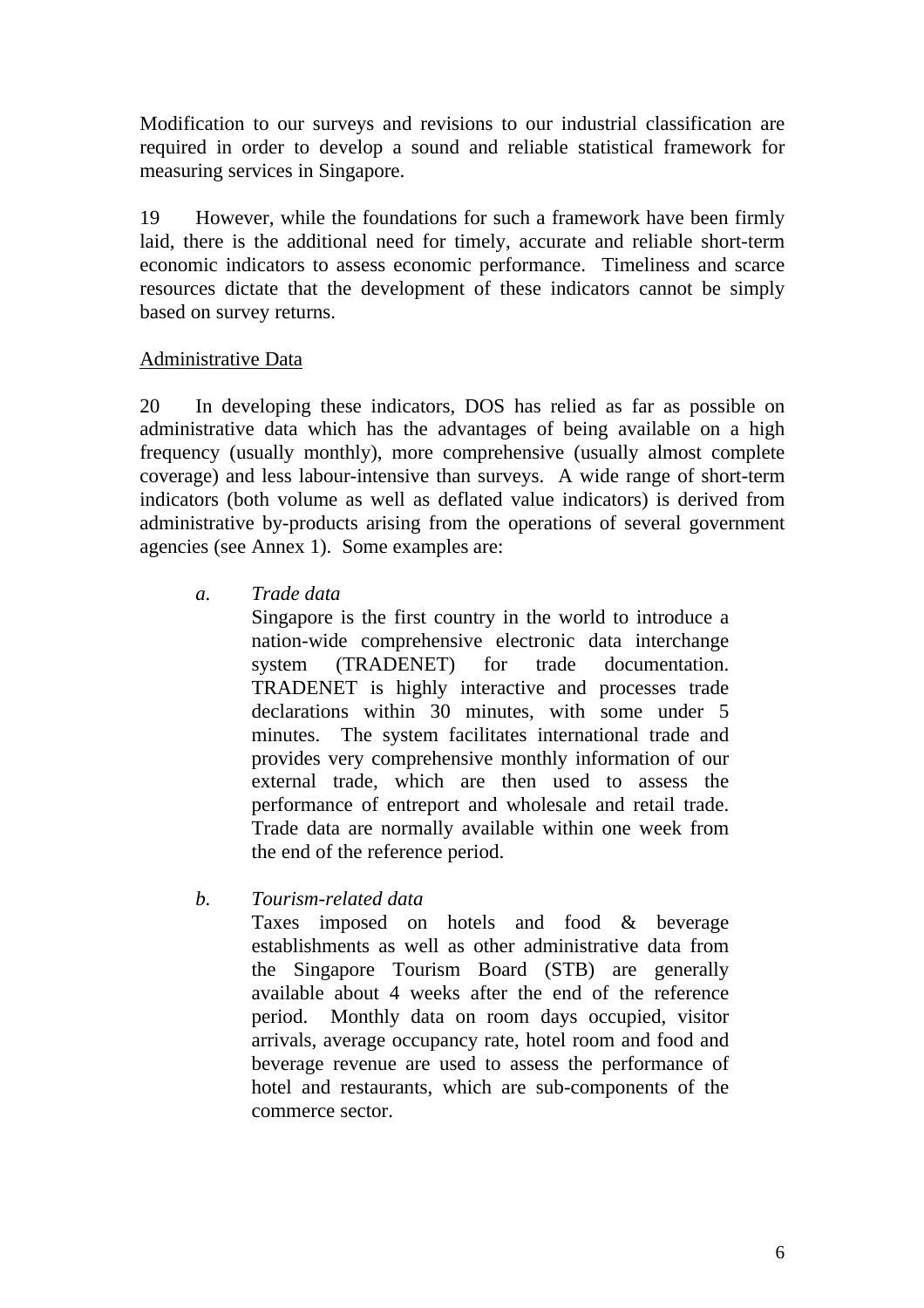Modification to our surveys and revisions to our industrial classification are required in order to develop a sound and reliable statistical framework for measuring services in Singapore.

19 However, while the foundations for such a framework have been firmly laid, there is the additional need for timely, accurate and reliable short-term economic indicators to assess economic performance. Timeliness and scarce resources dictate that the development of these indicators cannot be simply based on survey returns.

<u>Administrative Data</u>

20 In developing these indicators, DOS has relied as far as possible on administrative data which has the advantages of being available on a high frequency (usually monthly), more comprehensive (usually almost complete coverage) and less labour-intensive than surveys. A wide range of short-term indicators (both volume as well as deflated value indicators) is derived from administrative by-products arising from the operations of several government agencies (see Annex 1). Some examples are:

*a. Trade data*

Singapore is the first country in the world to introduce a nation-wide comprehensive electronic data interchange system (TRADENET) for trade documentation. TRADENET is highly interactive and processes trade declarations within 30 minutes, with some under 5 minutes. The system facilitates international trade and provides very comprehensive monthly information of our external trade, which are then used to assess the performance of entreport and wholesale and retail trade. Trade data are normally available within one week from the end of the reference period.

*b. Tourism-related data*

Taxes imposed on hotels and food & beverage establishments as well as other administrative data from the Singapore Tourism Board (STB) are generally available about 4 weeks after the end of the reference period. Monthly data on room days occupied, visitor arrivals, average occupancy rate, hotel room and food and beverage revenue are used to assess the performance of hotel and restaurants, which are sub-components of the commerce sector.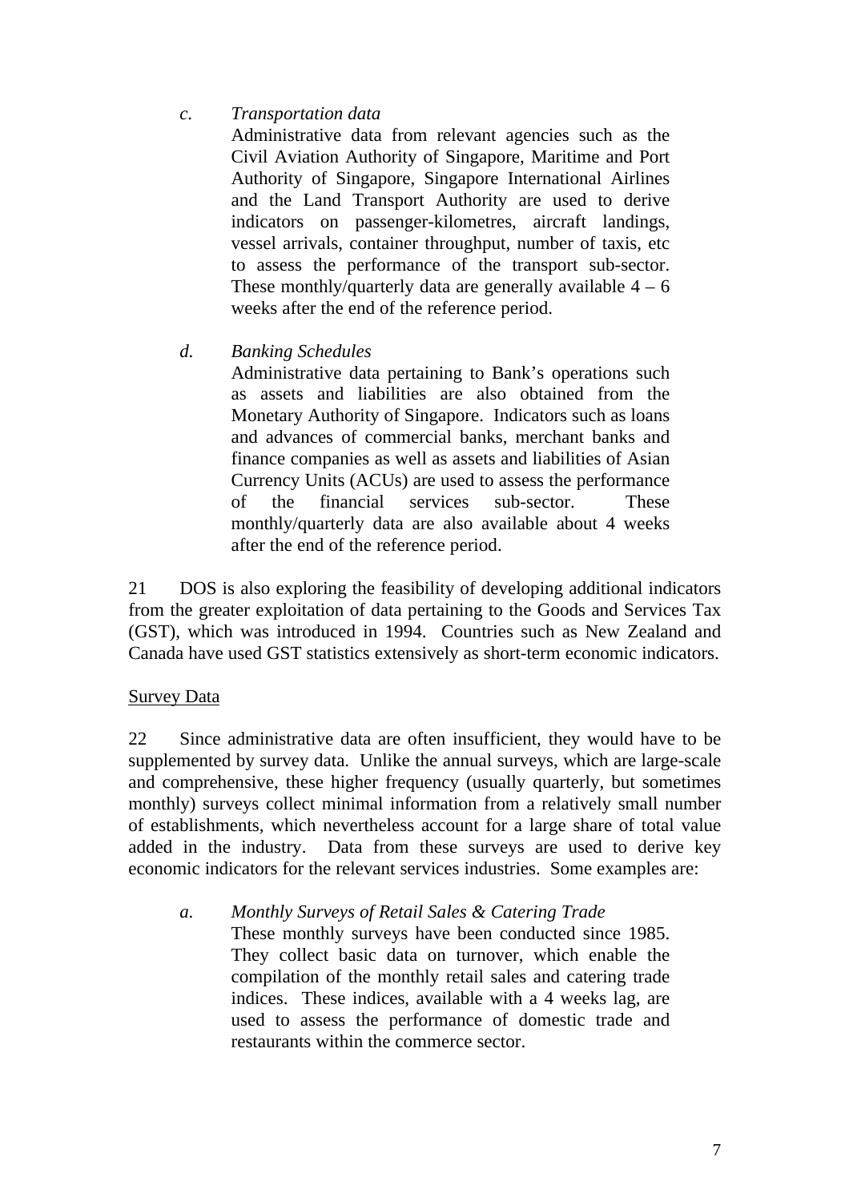c. *Transportation data*

   Administrative data from relevant agencies such as the Civil Aviation Authority of Singapore, Maritime and Port Authority of Singapore, Singapore International Airlines and the Land Transport Authority are used to derive indicators on passenger-kilometres, aircraft landings, vessel arrivals, container throughput, number of taxis, etc to assess the performance of the transport sub-sector. These monthly/quarterly data are generally available 4 – 6 weeks after the end of the reference period.

d. *Banking Schedules*

   Administrative data pertaining to Bank's operations such as assets and liabilities are also obtained from the Monetary Authority of Singapore. Indicators such as loans and advances of commercial banks, merchant banks and finance companies as well as assets and liabilities of Asian Currency Units (ACUs) are used to assess the performance of the financial services sub-sector. These monthly/quarterly data are also available about 4 weeks after the end of the reference period.

21 DOS is also exploring the feasibility of developing additional indicators from the greater exploitation of data pertaining to the Goods and Services Tax (GST), which was introduced in 1994. Countries such as New Zealand and Canada have used GST statistics extensively as short-term economic indicators.

Survey Data

22 Since administrative data are often insufficient, they would have to be supplemented by survey data. Unlike the annual surveys, which are large-scale and comprehensive, these higher frequency (usually quarterly, but sometimes monthly) surveys collect minimal information from a relatively small number of establishments, which nevertheless account for a large share of total value added in the industry. Data from these surveys are used to derive key economic indicators for the relevant services industries. Some examples are:

a. *Monthly Surveys of Retail Sales & Catering Trade*

   These monthly surveys have been conducted since 1985. They collect basic data on turnover, which enable the compilation of the monthly retail sales and catering trade indices. These indices, available with a 4 weeks lag, are used to assess the performance of domestic trade and restaurants within the commerce sector.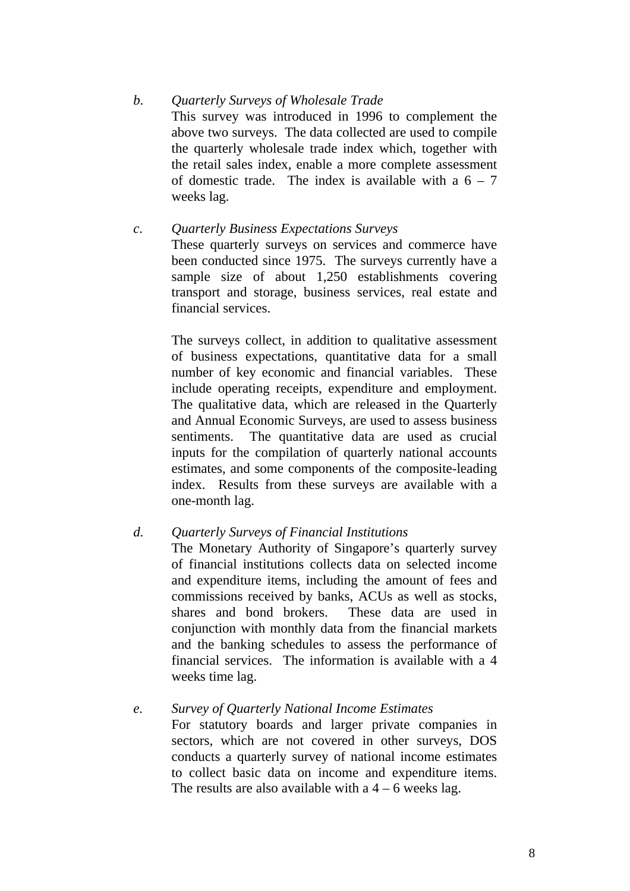b. *Quarterly Surveys of Wholesale Trade*

This survey was introduced in 1996 to complement the above two surveys. The data collected are used to compile the quarterly wholesale trade index which, together with the retail sales index, enable a more complete assessment of domestic trade. The index is available with a 6 – 7 weeks lag.

c. *Quarterly Business Expectations Surveys*

These quarterly surveys on services and commerce have been conducted since 1975. The surveys currently have a sample size of about 1,250 establishments covering transport and storage, business services, real estate and financial services.

The surveys collect, in addition to qualitative assessment of business expectations, quantitative data for a small number of key economic and financial variables. These include operating receipts, expenditure and employment. The qualitative data, which are released in the Quarterly and Annual Economic Surveys, are used to assess business sentiments. The quantitative data are used as crucial inputs for the compilation of quarterly national accounts estimates, and some components of the composite-leading index. Results from these surveys are available with a one-month lag.

d. *Quarterly Surveys of Financial Institutions*

The Monetary Authority of Singapore's quarterly survey of financial institutions collects data on selected income and expenditure items, including the amount of fees and commissions received by banks, ACUs as well as stocks, shares and bond brokers. These data are used in conjunction with monthly data from the financial markets and the banking schedules to assess the performance of financial services. The information is available with a 4 weeks time lag.

e. *Survey of Quarterly National Income Estimates*

For statutory boards and larger private companies in sectors, which are not covered in other surveys, DOS conducts a quarterly survey of national income estimates to collect basic data on income and expenditure items. The results are also available with a 4 – 6 weeks lag.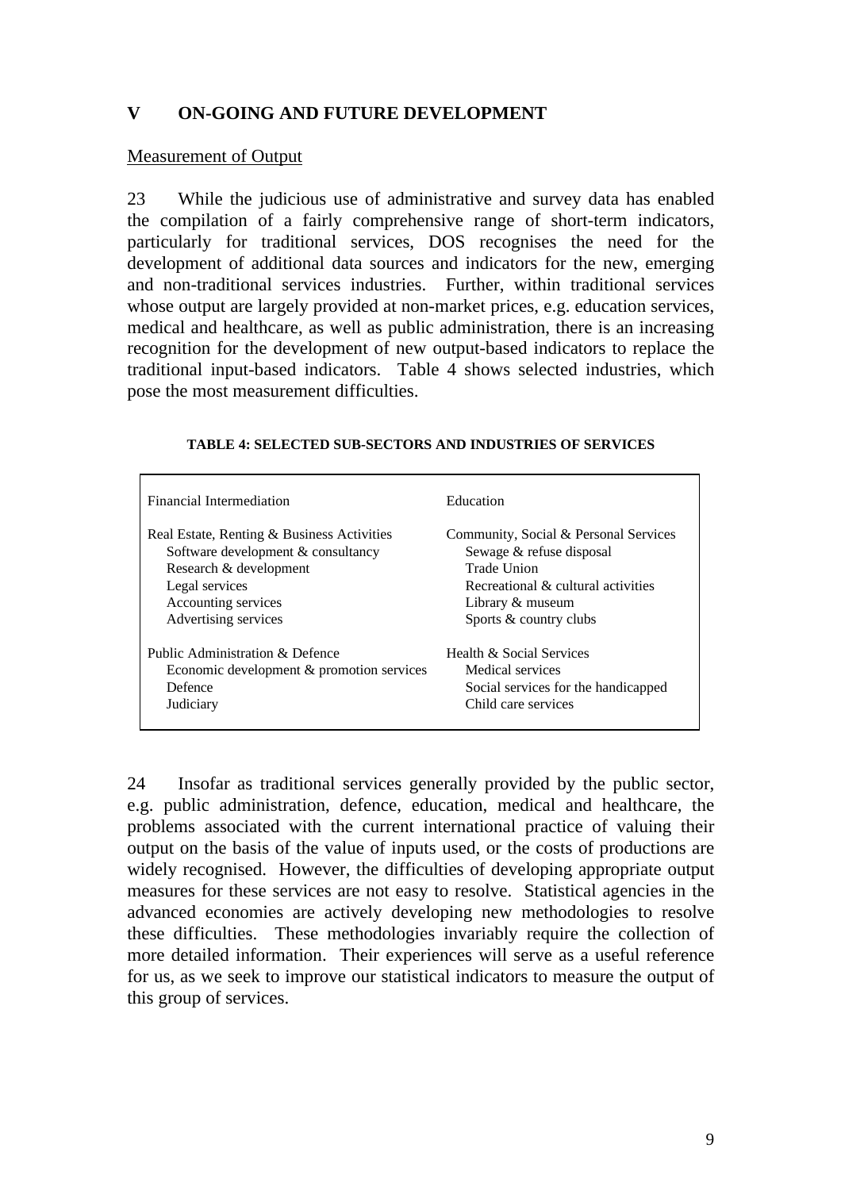## V ON-GOING AND FUTURE DEVELOPMENT

Measurement of Output

23 While the judicious use of administrative and survey data has enabled the compilation of a fairly comprehensive range of short-term indicators, particularly for traditional services, DOS recognises the need for the development of additional data sources and indicators for the new, emerging and non-traditional services industries. Further, within traditional services whose output are largely provided at non-market prices, e.g. education services, medical and healthcare, as well as public administration, there is an increasing recognition for the development of new output-based indicators to replace the traditional input-based indicators. Table 4 shows selected industries, which pose the most measurement difficulties.

**TABLE 4: SELECTED SUB-SECTORS AND INDUSTRIES OF SERVICES**

| | |
|---|---|
| Financial Intermediation | Education |
| Real Estate, Renting & Business Activities | Community, Social & Personal Services |
| Software development & consultancy | Sewage & refuse disposal |
| Research & development | Trade Union |
| Legal services | Recreational & cultural activities |
| Accounting services | Library & museum |
| Advertising services | Sports & country clubs |
| Public Administration & Defence | Health & Social Services |
| Economic development & promotion services | Medical services |
| Defence | Social services for the handicapped |
| Judiciary | Child care services |

24 Insofar as traditional services generally provided by the public sector, e.g. public administration, defence, education, medical and healthcare, the problems associated with the current international practice of valuing their output on the basis of the value of inputs used, or the costs of productions are widely recognised. However, the difficulties of developing appropriate output measures for these services are not easy to resolve. Statistical agencies in the advanced economies are actively developing new methodologies to resolve these difficulties. These methodologies invariably require the collection of more detailed information. Their experiences will serve as a useful reference for us, as we seek to improve our statistical indicators to measure the output of this group of services.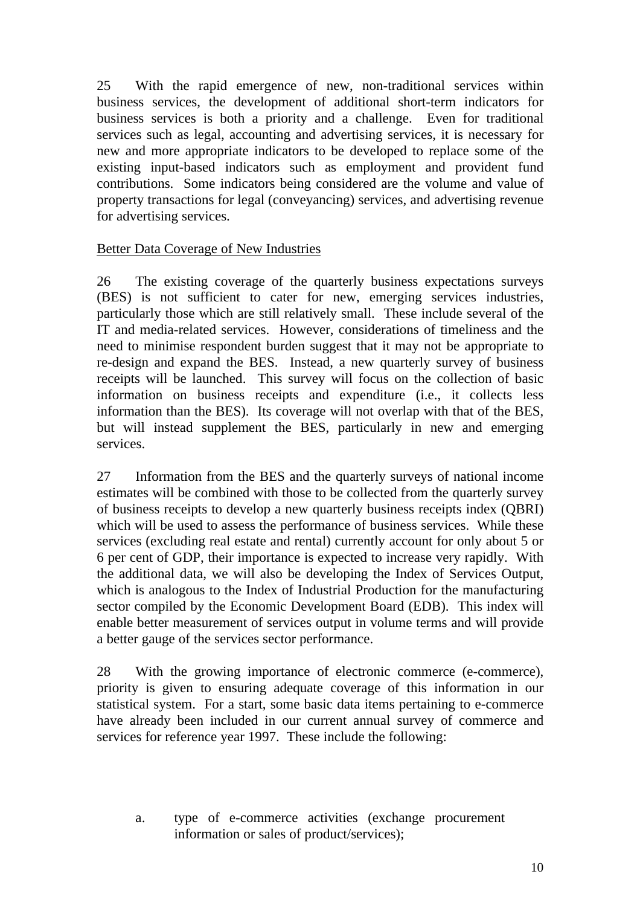25 With the rapid emergence of new, non-traditional services within business services, the development of additional short-term indicators for business services is both a priority and a challenge. Even for traditional services such as legal, accounting and advertising services, it is necessary for new and more appropriate indicators to be developed to replace some of the existing input-based indicators such as employment and provident fund contributions. Some indicators being considered are the volume and value of property transactions for legal (conveyancing) services, and advertising revenue for advertising services.

Better Data Coverage of New Industries

26 The existing coverage of the quarterly business expectations surveys (BES) is not sufficient to cater for new, emerging services industries, particularly those which are still relatively small. These include several of the IT and media-related services. However, considerations of timeliness and the need to minimise respondent burden suggest that it may not be appropriate to re-design and expand the BES. Instead, a new quarterly survey of business receipts will be launched. This survey will focus on the collection of basic information on business receipts and expenditure (i.e., it collects less information than the BES). Its coverage will not overlap with that of the BES, but will instead supplement the BES, particularly in new and emerging services.

27 Information from the BES and the quarterly surveys of national income estimates will be combined with those to be collected from the quarterly survey of business receipts to develop a new quarterly business receipts index (QBRI) which will be used to assess the performance of business services. While these services (excluding real estate and rental) currently account for only about 5 or 6 per cent of GDP, their importance is expected to increase very rapidly. With the additional data, we will also be developing the Index of Services Output, which is analogous to the Index of Industrial Production for the manufacturing sector compiled by the Economic Development Board (EDB). This index will enable better measurement of services output in volume terms and will provide a better gauge of the services sector performance.

28 With the growing importance of electronic commerce (e-commerce), priority is given to ensuring adequate coverage of this information in our statistical system. For a start, some basic data items pertaining to e-commerce have already been included in our current annual survey of commerce and services for reference year 1997. These include the following:

a. type of e-commerce activities (exchange procurement information or sales of product/services);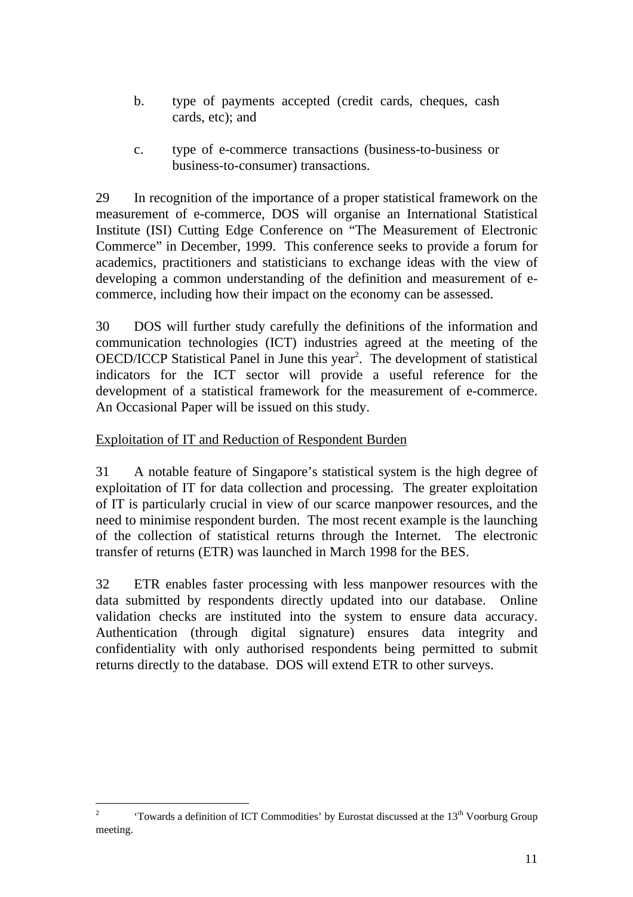b. type of payments accepted (credit cards, cheques, cash cards, etc); and

c. type of e-commerce transactions (business-to-business or business-to-consumer) transactions.

29 In recognition of the importance of a proper statistical framework on the measurement of e-commerce, DOS will organise an International Statistical Institute (ISI) Cutting Edge Conference on "The Measurement of Electronic Commerce" in December, 1999. This conference seeks to provide a forum for academics, practitioners and statisticians to exchange ideas with the view of developing a common understanding of the definition and measurement of e-commerce, including how their impact on the economy can be assessed.

30 DOS will further study carefully the definitions of the information and communication technologies (ICT) industries agreed at the meeting of the OECD/ICCP Statistical Panel in June this year[2]. The development of statistical indicators for the ICT sector will provide a useful reference for the development of a statistical framework for the measurement of e-commerce. An Occasional Paper will be issued on this study.

<u>Exploitation of IT and Reduction of Respondent Burden</u>

31 A notable feature of Singapore's statistical system is the high degree of exploitation of IT for data collection and processing. The greater exploitation of IT is particularly crucial in view of our scarce manpower resources, and the need to minimise respondent burden. The most recent example is the launching of the collection of statistical returns through the Internet. The electronic transfer of returns (ETR) was launched in March 1998 for the BES.

32 ETR enables faster processing with less manpower resources with the data submitted by respondents directly updated into our database. Online validation checks are instituted into the system to ensure data accuracy. Authentication (through digital signature) ensures data integrity and confidentiality with only authorised respondents being permitted to submit returns directly to the database. DOS will extend ETR to other surveys.

---

[2] 'Towards a definition of ICT Commodities' by Eurostat discussed at the 13th Voorburg Group meeting.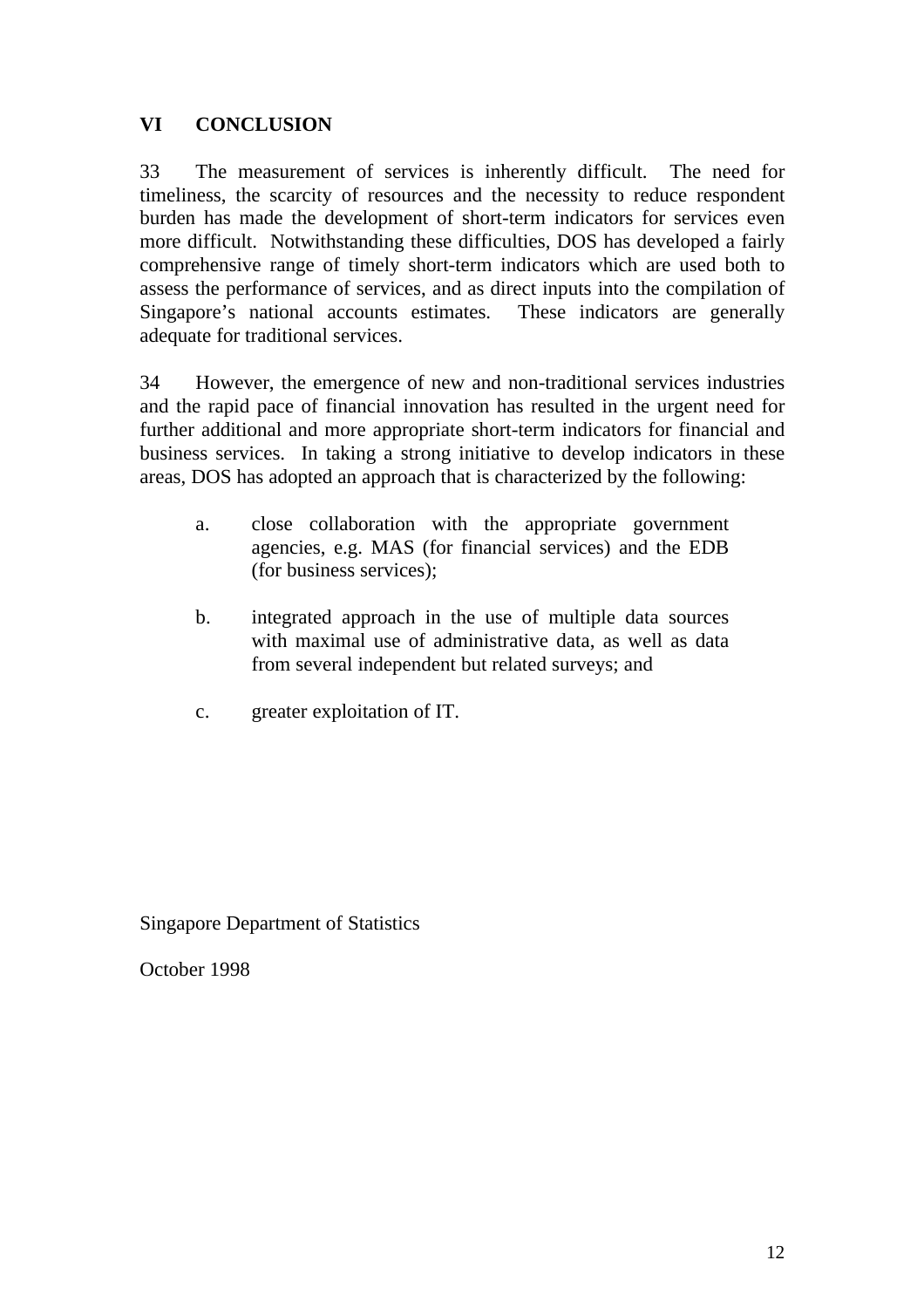## VI CONCLUSION

33 The measurement of services is inherently difficult. The need for timeliness, the scarcity of resources and the necessity to reduce respondent burden has made the development of short-term indicators for services even more difficult. Notwithstanding these difficulties, DOS has developed a fairly comprehensive range of timely short-term indicators which are used both to assess the performance of services, and as direct inputs into the compilation of Singapore's national accounts estimates. These indicators are generally adequate for traditional services.

34 However, the emergence of new and non-traditional services industries and the rapid pace of financial innovation has resulted in the urgent need for further additional and more appropriate short-term indicators for financial and business services. In taking a strong initiative to develop indicators in these areas, DOS has adopted an approach that is characterized by the following:

a. close collaboration with the appropriate government agencies, e.g. MAS (for financial services) and the EDB (for business services);

b. integrated approach in the use of multiple data sources with maximal use of administrative data, as well as data from several independent but related surveys; and

c. greater exploitation of IT.

Singapore Department of Statistics

October 1998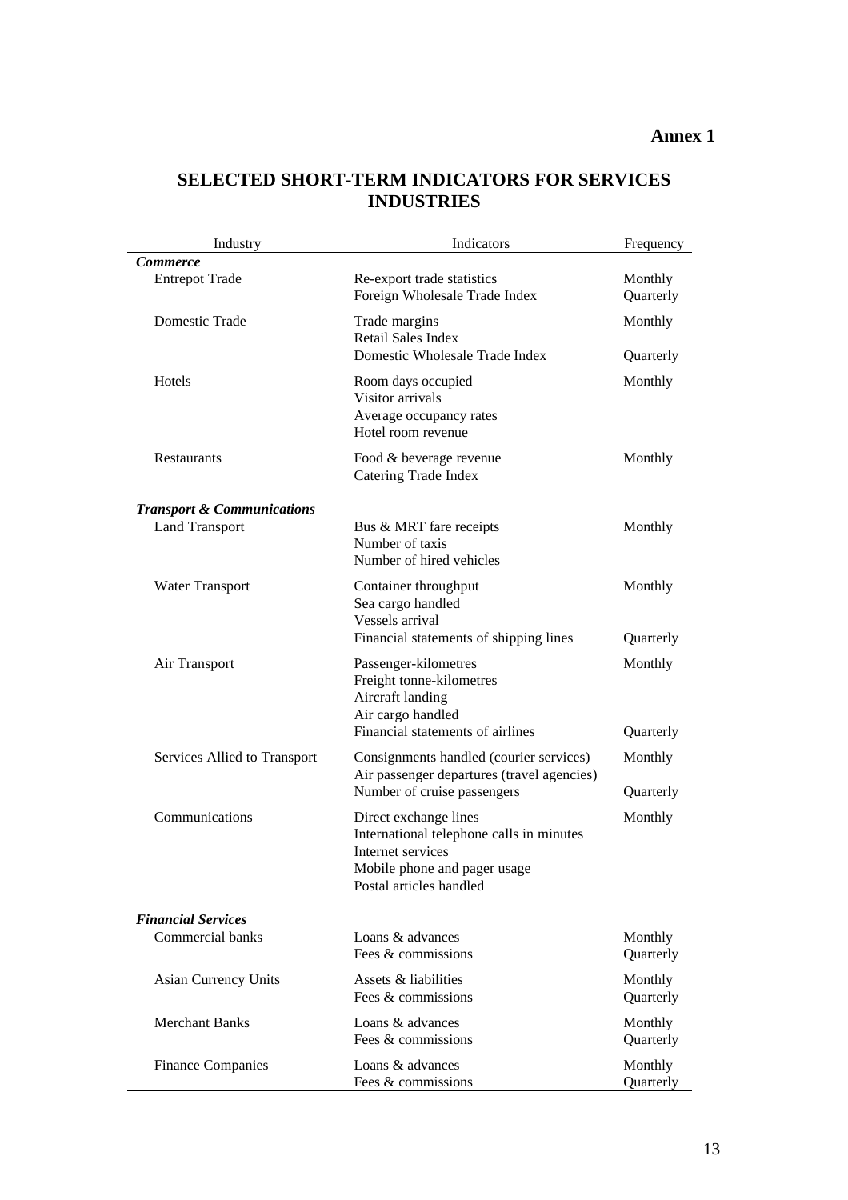**Annex 1**

## SELECTED SHORT-TERM INDICATORS FOR SERVICES INDUSTRIES

| Industry | Indicators | Frequency |
|---|---|---|
| ***Commerce*** | | |
| Entrepot Trade | Re-export trade statistics | Monthly |
| | Foreign Wholesale Trade Index | Quarterly |
| Domestic Trade | Trade margins | Monthly |
| | Retail Sales Index | |
| | Domestic Wholesale Trade Index | Quarterly |
| Hotels | Room days occupied | Monthly |
| | Visitor arrivals | |
| | Average occupancy rates | |
| | Hotel room revenue | |
| Restaurants | Food & beverage revenue | Monthly |
| | Catering Trade Index | |
| ***Transport & Communications*** | | |
| Land Transport | Bus & MRT fare receipts | Monthly |
| | Number of taxis | |
| | Number of hired vehicles | |
| Water Transport | Container throughput | Monthly |
| | Sea cargo handled | |
| | Vessels arrival | |
| | Financial statements of shipping lines | Quarterly |
| Air Transport | Passenger-kilometres | Monthly |
| | Freight tonne-kilometres | |
| | Aircraft landing | |
| | Air cargo handled | |
| | Financial statements of airlines | Quarterly |
| Services Allied to Transport | Consignments handled (courier services) | Monthly |
| | Air passenger departures (travel agencies) | |
| | Number of cruise passengers | Quarterly |
| Communications | Direct exchange lines | Monthly |
| | International telephone calls in minutes | |
| | Internet services | |
| | Mobile phone and pager usage | |
| | Postal articles handled | |
| ***Financial Services*** | | |
| Commercial banks | Loans & advances | Monthly |
| | Fees & commissions | Quarterly |
| Asian Currency Units | Assets & liabilities | Monthly |
| | Fees & commissions | Quarterly |
| Merchant Banks | Loans & advances | Monthly |
| | Fees & commissions | Quarterly |
| Finance Companies | Loans & advances | Monthly |
| | Fees & commissions | Quarterly |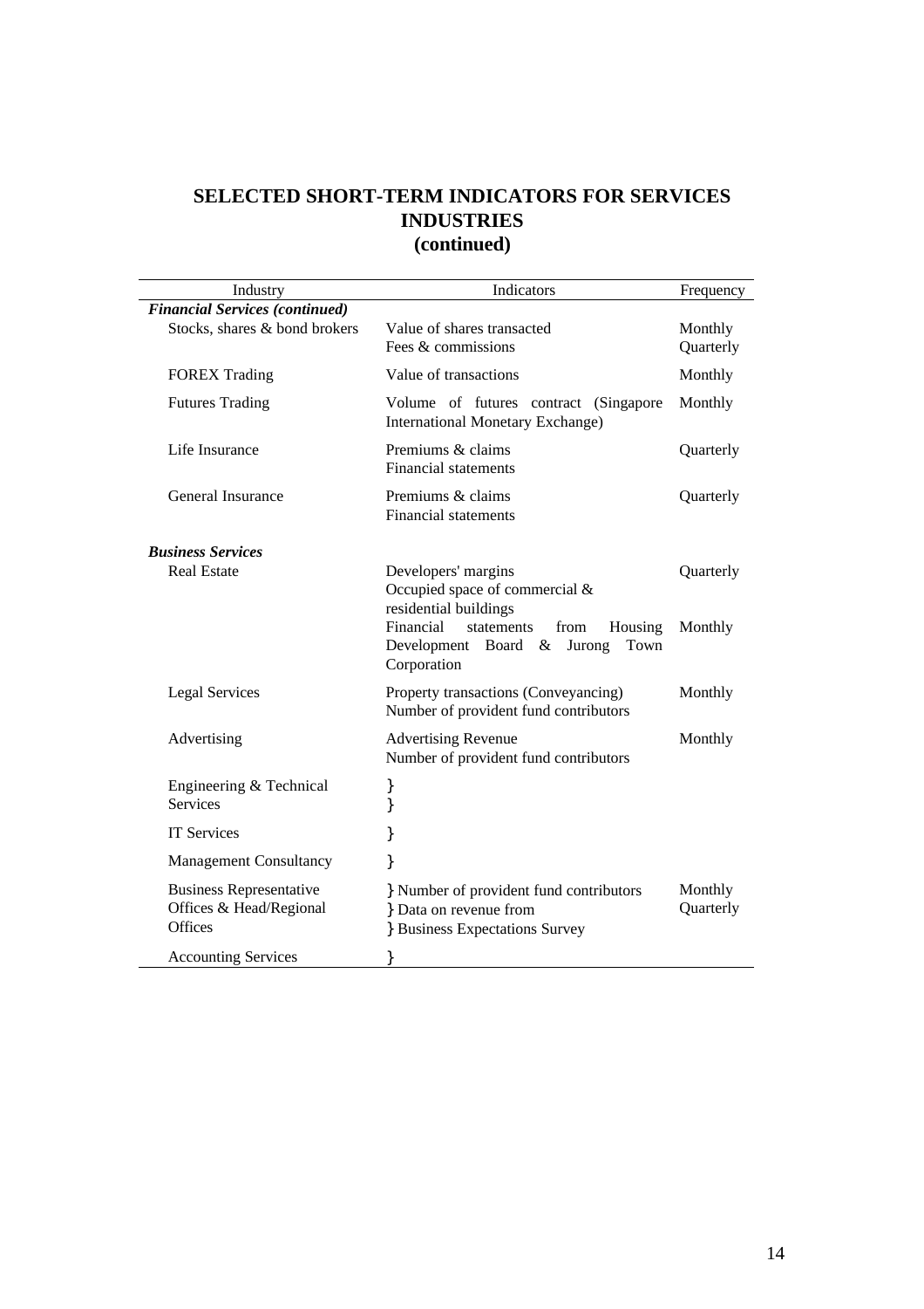# SELECTED SHORT-TERM INDICATORS FOR SERVICES INDUSTRIES
## (continued)

| Industry | Indicators | Frequency |
|---|---|---|
| ***Financial Services (continued)*** | | |
| Stocks, shares & bond brokers | Value of shares transacted<br>Fees & commissions | Monthly<br>Quarterly |
| FOREX Trading | Value of transactions | Monthly |
| Futures Trading | Volume of futures contract (Singapore International Monetary Exchange) | Monthly |
| Life Insurance | Premiums & claims<br>Financial statements | Quarterly |
| General Insurance | Premiums & claims<br>Financial statements | Quarterly |
| ***Business Services*** | | |
| Real Estate | Developers' margins<br>Occupied space of commercial & residential buildings | Quarterly |
| | Financial statements from Housing Development Board & Jurong Town Corporation | Monthly |
| Legal Services | Property transactions (Conveyancing)<br>Number of provident fund contributors | Monthly |
| Advertising | Advertising Revenue<br>Number of provident fund contributors | Monthly |
| Engineering & Technical Services | } | |
| IT Services | } | |
| Management Consultancy | } | |
| Business Representative Offices & Head/Regional Offices | } Number of provident fund contributors<br>} Data on revenue from<br>} Business Expectations Survey | Monthly<br>Quarterly |
| Accounting Services | } | |